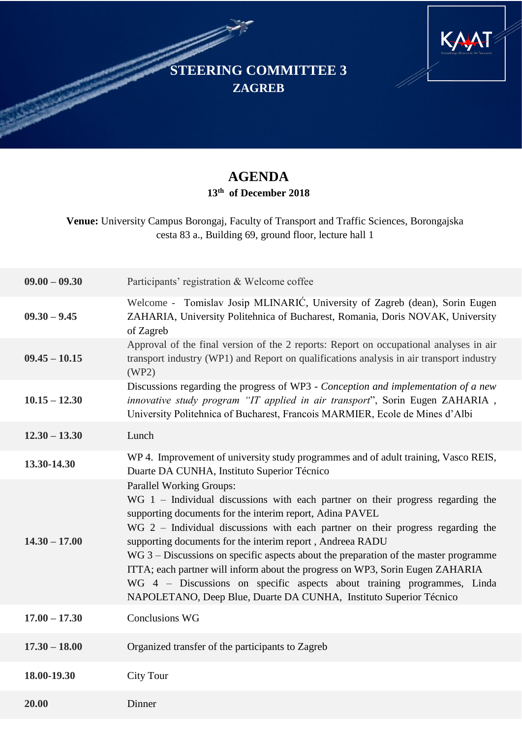# STEERING COMMITTEE 3
## ZAGREB

## AGENDA
**13th of December 2018**

**Venue:** University Campus Borongaj, Faculty of Transport and Traffic Sciences, Borongajska cesta 83 a., Building 69, ground floor, lecture hall 1

| | |
|---|---|
| **09.00 – 09.30** | Participants' registration & Welcome coffee |
| **09.30 – 9.45** | Welcome - Tomislav Josip MLINARIĆ, University of Zagreb (dean), Sorin Eugen ZAHARIA, University Politehnica of Bucharest, Romania, Doris NOVAK, University of Zagreb |
| **09.45 – 10.15** | Approval of the final version of the 2 reports: Report on occupational analyses in air transport industry (WP1) and Report on qualifications analysis in air transport industry (WP2) |
| **10.15 – 12.30** | Discussions regarding the progress of WP3 - *Conception and implementation of a new innovative study program "IT applied in air transport*", Sorin Eugen ZAHARIA , University Politehnica of Bucharest, Francois MARMIER, Ecole de Mines d'Albi |
| **12.30 – 13.30** | Lunch |
| **13.30-14.30** | WP 4. Improvement of university study programmes and of adult training, Vasco REIS, Duarte DA CUNHA, Instituto Superior Técnico |
| **14.30 – 17.00** | Parallel Working Groups:<br>WG 1 – Individual discussions with each partner on their progress regarding the supporting documents for the interim report, Adina PAVEL<br>WG 2 – Individual discussions with each partner on their progress regarding the supporting documents for the interim report , Andreea RADU<br>WG 3 – Discussions on specific aspects about the preparation of the master programme ITTA; each partner will inform about the progress on WP3, Sorin Eugen ZAHARIA<br>WG 4 – Discussions on specific aspects about training programmes, Linda NAPOLETANO, Deep Blue, Duarte DA CUNHA, Instituto Superior Técnico |
| **17.00 – 17.30** | Conclusions WG |
| **17.30 – 18.00** | Organized transfer of the participants to Zagreb |
| **18.00-19.30** | City Tour |
| **20.00** | Dinner |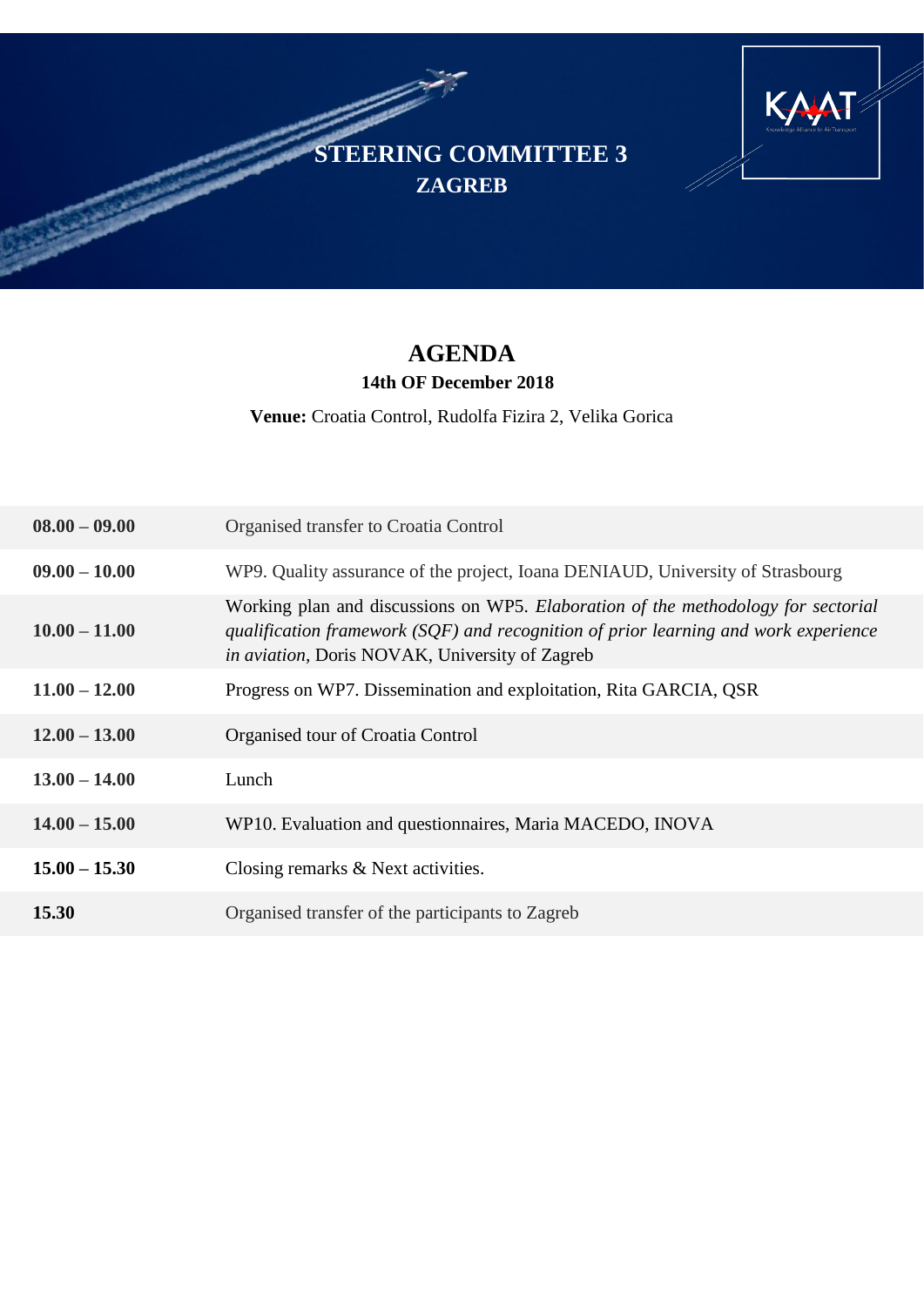# STEERING COMMITTEE 3

## ZAGREB

## AGENDA

**14th OF December 2018**

**Venue:** Croatia Control, Rudolfa Fizira 2, Velika Gorica

| | |
|---|---|
| **08.00 – 09.00** | Organised transfer to Croatia Control |
| **09.00 – 10.00** | WP9. Quality assurance of the project, Ioana DENIAUD, University of Strasbourg |
| **10.00 – 11.00** | Working plan and discussions on WP5. *Elaboration of the methodology for sectorial qualification framework (SQF) and recognition of prior learning and work experience in aviation*, Doris NOVAK, University of Zagreb |
| **11.00 – 12.00** | Progress on WP7. Dissemination and exploitation, Rita GARCIA, QSR |
| **12.00 – 13.00** | Organised tour of Croatia Control |
| **13.00 – 14.00** | Lunch |
| **14.00 – 15.00** | WP10. Evaluation and questionnaires, Maria MACEDO, INOVA |
| **15.00 – 15.30** | Closing remarks & Next activities. |
| **15.30** | Organised transfer of the participants to Zagreb |